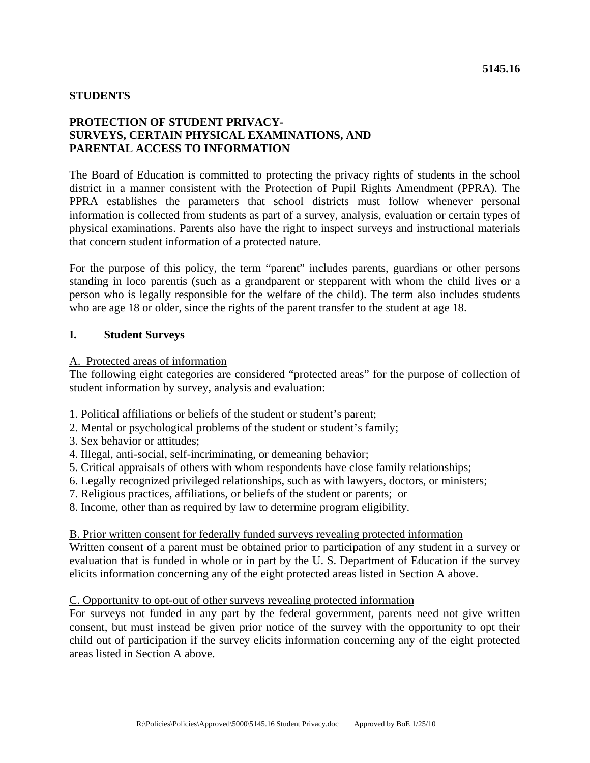5145.16

**STUDENTS**

# PROTECTION OF STUDENT PRIVACY- SURVEYS, CERTAIN PHYSICAL EXAMINATIONS, AND PARENTAL ACCESS TO INFORMATION

The Board of Education is committed to protecting the privacy rights of students in the school district in a manner consistent with the Protection of Pupil Rights Amendment (PPRA). The PPRA establishes the parameters that school districts must follow whenever personal information is collected from students as part of a survey, analysis, evaluation or certain types of physical examinations. Parents also have the right to inspect surveys and instructional materials that concern student information of a protected nature.

For the purpose of this policy, the term "parent" includes parents, guardians or other persons standing in loco parentis (such as a grandparent or stepparent with whom the child lives or a person who is legally responsible for the welfare of the child). The term also includes students who are age 18 or older, since the rights of the parent transfer to the student at age 18.

## I. Student Surveys

### A. Protected areas of information

The following eight categories are considered "protected areas" for the purpose of collection of student information by survey, analysis and evaluation:

1. Political affiliations or beliefs of the student or student's parent;
2. Mental or psychological problems of the student or student's family;
3. Sex behavior or attitudes;
4. Illegal, anti-social, self-incriminating, or demeaning behavior;
5. Critical appraisals of others with whom respondents have close family relationships;
6. Legally recognized privileged relationships, such as with lawyers, doctors, or ministers;
7. Religious practices, affiliations, or beliefs of the student or parents; or
8. Income, other than as required by law to determine program eligibility.

### B. Prior written consent for federally funded surveys revealing protected information

Written consent of a parent must be obtained prior to participation of any student in a survey or evaluation that is funded in whole or in part by the U. S. Department of Education if the survey elicits information concerning any of the eight protected areas listed in Section A above.

### C. Opportunity to opt-out of other surveys revealing protected information

For surveys not funded in any part by the federal government, parents need not give written consent, but must instead be given prior notice of the survey with the opportunity to opt their child out of participation if the survey elicits information concerning any of the eight protected areas listed in Section A above.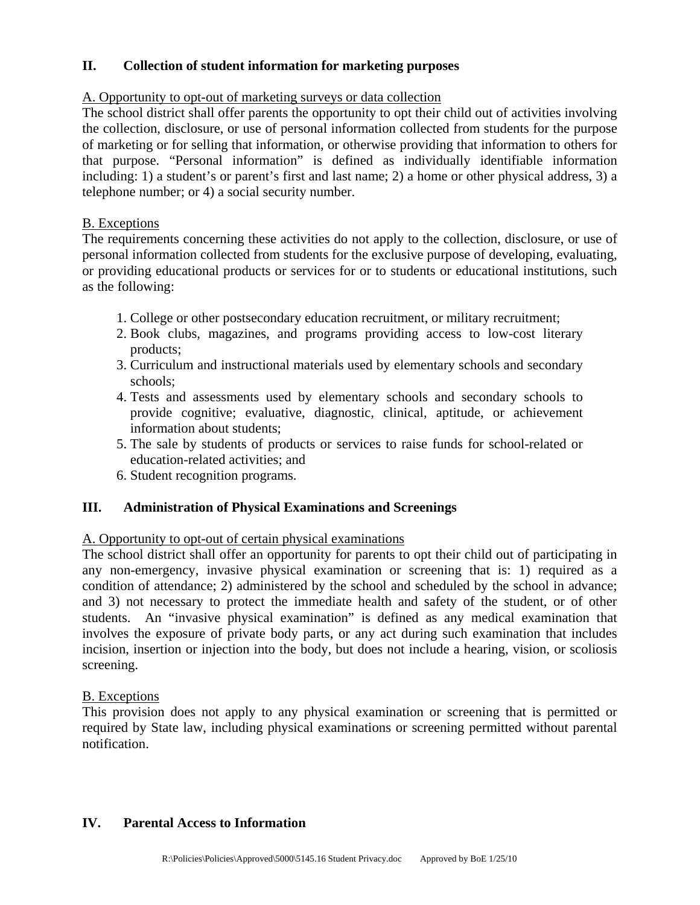## II. Collection of student information for marketing purposes

A. Opportunity to opt-out of marketing surveys or data collection

The school district shall offer parents the opportunity to opt their child out of activities involving the collection, disclosure, or use of personal information collected from students for the purpose of marketing or for selling that information, or otherwise providing that information to others for that purpose. "Personal information" is defined as individually identifiable information including: 1) a student's or parent's first and last name; 2) a home or other physical address, 3) a telephone number; or 4) a social security number.

B. Exceptions

The requirements concerning these activities do not apply to the collection, disclosure, or use of personal information collected from students for the exclusive purpose of developing, evaluating, or providing educational products or services for or to students or educational institutions, such as the following:

1. College or other postsecondary education recruitment, or military recruitment;
2. Book clubs, magazines, and programs providing access to low-cost literary products;
3. Curriculum and instructional materials used by elementary schools and secondary schools;
4. Tests and assessments used by elementary schools and secondary schools to provide cognitive; evaluative, diagnostic, clinical, aptitude, or achievement information about students;
5. The sale by students of products or services to raise funds for school-related or education-related activities; and
6. Student recognition programs.

## III. Administration of Physical Examinations and Screenings

A. Opportunity to opt-out of certain physical examinations

The school district shall offer an opportunity for parents to opt their child out of participating in any non-emergency, invasive physical examination or screening that is: 1) required as a condition of attendance; 2) administered by the school and scheduled by the school in advance; and 3) not necessary to protect the immediate health and safety of the student, or of other students. An "invasive physical examination" is defined as any medical examination that involves the exposure of private body parts, or any act during such examination that includes incision, insertion or injection into the body, but does not include a hearing, vision, or scoliosis screening.

B. Exceptions

This provision does not apply to any physical examination or screening that is permitted or required by State law, including physical examinations or screening permitted without parental notification.

## IV. Parental Access to Information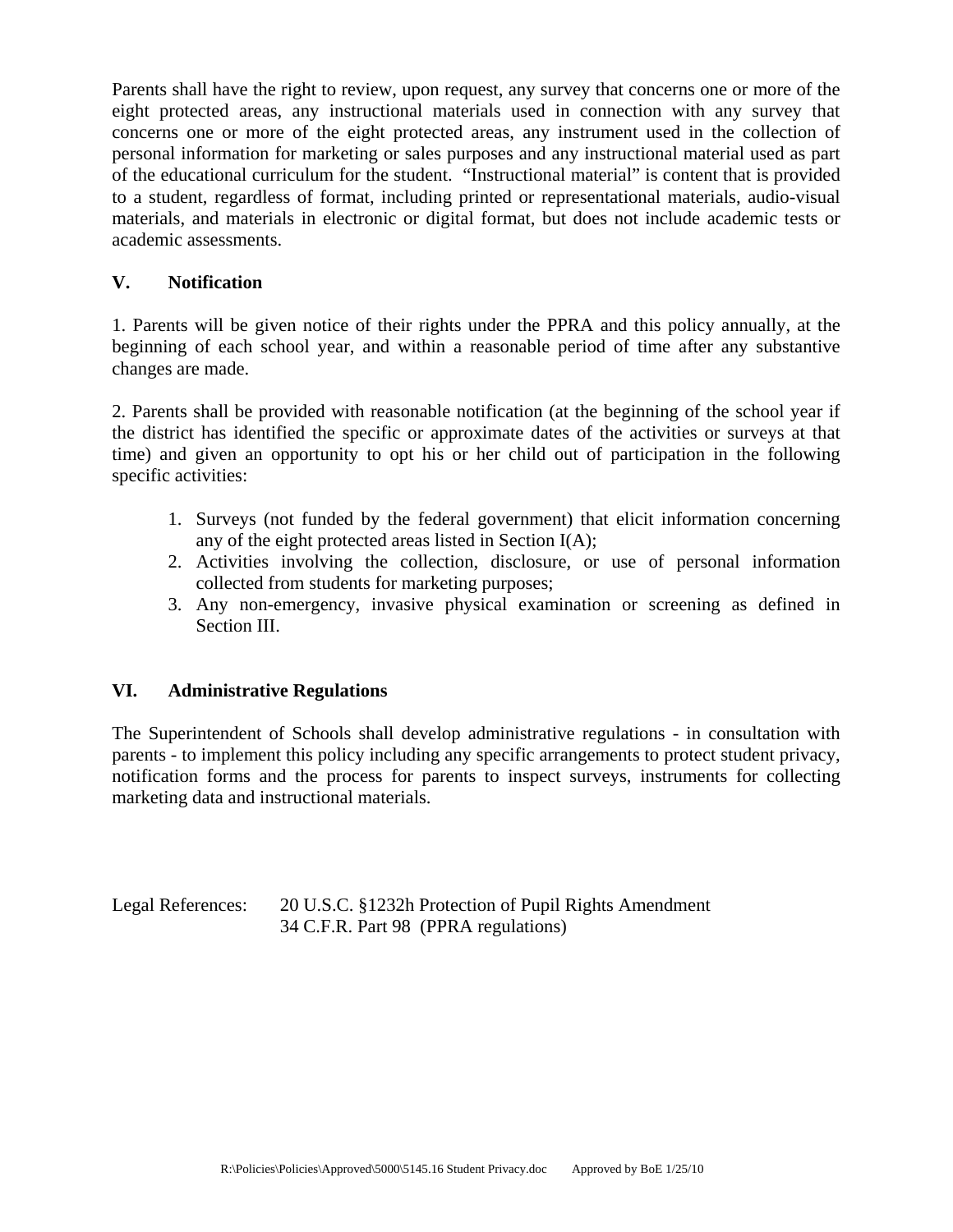Parents shall have the right to review, upon request, any survey that concerns one or more of the eight protected areas, any instructional materials used in connection with any survey that concerns one or more of the eight protected areas, any instrument used in the collection of personal information for marketing or sales purposes and any instructional material used as part of the educational curriculum for the student. "Instructional material" is content that is provided to a student, regardless of format, including printed or representational materials, audio-visual materials, and materials in electronic or digital format, but does not include academic tests or academic assessments.

## V. Notification

1. Parents will be given notice of their rights under the PPRA and this policy annually, at the beginning of each school year, and within a reasonable period of time after any substantive changes are made.

2. Parents shall be provided with reasonable notification (at the beginning of the school year if the district has identified the specific or approximate dates of the activities or surveys at that time) and given an opportunity to opt his or her child out of participation in the following specific activities:

1. Surveys (not funded by the federal government) that elicit information concerning any of the eight protected areas listed in Section I(A);
2. Activities involving the collection, disclosure, or use of personal information collected from students for marketing purposes;
3. Any non-emergency, invasive physical examination or screening as defined in Section III.

## VI. Administrative Regulations

The Superintendent of Schools shall develop administrative regulations - in consultation with parents - to implement this policy including any specific arrangements to protect student privacy, notification forms and the process for parents to inspect surveys, instruments for collecting marketing data and instructional materials.

Legal References: 20 U.S.C. §1232h Protection of Pupil Rights Amendment
34 C.F.R. Part 98 (PPRA regulations)

R:\Policies\Policies\Approved\5000\5145.16 Student Privacy.doc Approved by BoE 1/25/10